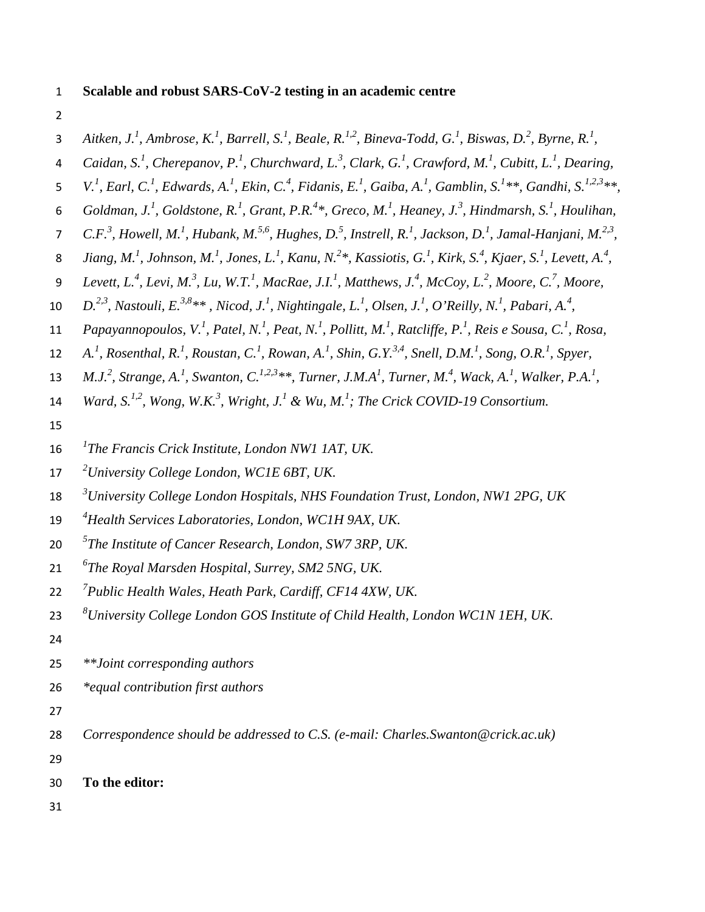# Scalable and robust SARS-CoV-2 testing in an academic centre

*Aitken, J.[1], Ambrose, K.[1], Barrell, S.[1], Beale, R.[1,2], Bineva-Todd, G.[1], Biswas, D.[2], Byrne, R.[1], Caidan, S.[1], Cherepanov, P.[1], Churchward, L.[3], Clark, G.[1], Crawford, M.[1], Cubitt, L.[1], Dearing, V.[1], Earl, C.[1], Edwards, A.[1], Ekin, C.[4], Fidanis, E.[1], Gaiba, A.[1], Gamblin, S.[1]\*\*, Gandhi, S.[1,2,3]\*\*, Goldman, J.[1], Goldstone, R.[1], Grant, P.R.[4]\*, Greco, M.[1], Heaney, J.[3], Hindmarsh, S.[1], Houlihan, C.F.[3], Howell, M.[1], Hubank, M.[5,6], Hughes, D.[5], Instrell, R.[1], Jackson, D.[1], Jamal-Hanjani, M.[2,3], Jiang, M.[1], Johnson, M.[1], Jones, L.[1], Kanu, N.[2]\*, Kassiotis, G.[1], Kirk, S.[4], Kjaer, S.[1], Levett, A.[4], Levett, L.[4], Levi, M.[3], Lu, W.T.[1], MacRae, J.I.[1], Matthews, J.[4], McCoy, L.[2], Moore, C.[7], Moore, D.[2,3], Nastouli, E.[3,8]\*\* , Nicod, J.[1], Nightingale, L.[1], Olsen, J.[1], O'Reilly, N.[1], Pabari, A.[4], Papayannopoulos, V.[1], Patel, N.[1], Peat, N.[1], Pollitt, M.[1], Ratcliffe, P.[1], Reis e Sousa, C.[1], Rosa, A.[1], Rosenthal, R.[1], Roustan, C.[1], Rowan, A.[1], Shin, G.Y.[3,4], Snell, D.M.[1], Song, O.R.[1], Spyer, M.J.[2], Strange, A.[1], Swanton, C.[1,2,3]\*\*, Turner, J.M.A[1], Turner, M.[4], Wack, A.[1], Walker, P.A.[1], Ward, S.[1,2], Wong, W.K.[3], Wright, J.[1] & Wu, M.[1]; The Crick COVID-19 Consortium.*

[1]*The Francis Crick Institute, London NW1 1AT, UK.*
[2]*University College London, WC1E 6BT, UK.*
[3]*University College London Hospitals, NHS Foundation Trust, London, NW1 2PG, UK*
[4]*Health Services Laboratories, London, WC1H 9AX, UK.*
[5]*The Institute of Cancer Research, London, SW7 3RP, UK.*
[6]*The Royal Marsden Hospital, Surrey, SM2 5NG, UK.*
[7]*Public Health Wales, Heath Park, Cardiff, CF14 4XW, UK.*
[8]*University College London GOS Institute of Child Health, London WC1N 1EH, UK.*

*\*\*Joint corresponding authors*
*\*equal contribution first authors*

*Correspondence should be addressed to C.S. (e-mail: Charles.Swanton@crick.ac.uk)*

**To the editor:**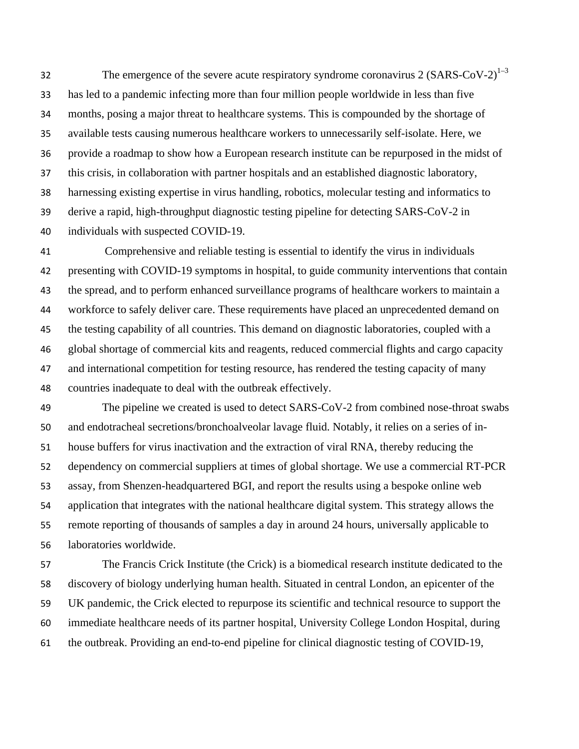The emergence of the severe acute respiratory syndrome coronavirus 2 (SARS-CoV-2)[1–3] has led to a pandemic infecting more than four million people worldwide in less than five months, posing a major threat to healthcare systems. This is compounded by the shortage of available tests causing numerous healthcare workers to unnecessarily self-isolate. Here, we provide a roadmap to show how a European research institute can be repurposed in the midst of this crisis, in collaboration with partner hospitals and an established diagnostic laboratory, harnessing existing expertise in virus handling, robotics, molecular testing and informatics to derive a rapid, high-throughput diagnostic testing pipeline for detecting SARS-CoV-2 in individuals with suspected COVID-19.

Comprehensive and reliable testing is essential to identify the virus in individuals presenting with COVID-19 symptoms in hospital, to guide community interventions that contain the spread, and to perform enhanced surveillance programs of healthcare workers to maintain a workforce to safely deliver care. These requirements have placed an unprecedented demand on the testing capability of all countries. This demand on diagnostic laboratories, coupled with a global shortage of commercial kits and reagents, reduced commercial flights and cargo capacity and international competition for testing resource, has rendered the testing capacity of many countries inadequate to deal with the outbreak effectively.

The pipeline we created is used to detect SARS-CoV-2 from combined nose-throat swabs and endotracheal secretions/bronchoalveolar lavage fluid. Notably, it relies on a series of in-house buffers for virus inactivation and the extraction of viral RNA, thereby reducing the dependency on commercial suppliers at times of global shortage. We use a commercial RT-PCR assay, from Shenzen-headquartered BGI, and report the results using a bespoke online web application that integrates with the national healthcare digital system. This strategy allows the remote reporting of thousands of samples a day in around 24 hours, universally applicable to laboratories worldwide.

The Francis Crick Institute (the Crick) is a biomedical research institute dedicated to the discovery of biology underlying human health. Situated in central London, an epicenter of the UK pandemic, the Crick elected to repurpose its scientific and technical resource to support the immediate healthcare needs of its partner hospital, University College London Hospital, during the outbreak. Providing an end-to-end pipeline for clinical diagnostic testing of COVID-19,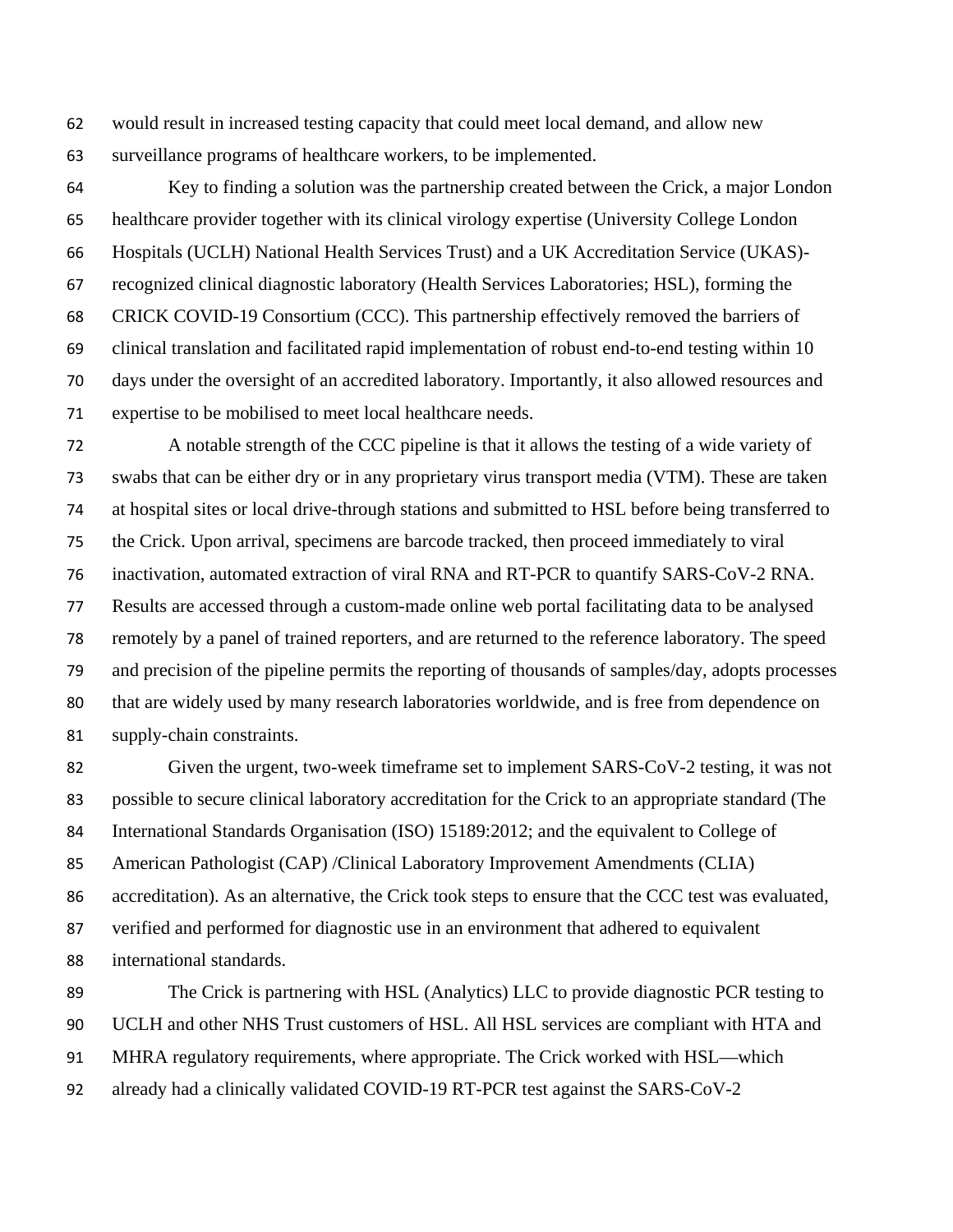would result in increased testing capacity that could meet local demand, and allow new surveillance programs of healthcare workers, to be implemented.

Key to finding a solution was the partnership created between the Crick, a major London healthcare provider together with its clinical virology expertise (University College London Hospitals (UCLH) National Health Services Trust) and a UK Accreditation Service (UKAS)-recognized clinical diagnostic laboratory (Health Services Laboratories; HSL), forming the CRICK COVID-19 Consortium (CCC). This partnership effectively removed the barriers of clinical translation and facilitated rapid implementation of robust end-to-end testing within 10 days under the oversight of an accredited laboratory. Importantly, it also allowed resources and expertise to be mobilised to meet local healthcare needs.

A notable strength of the CCC pipeline is that it allows the testing of a wide variety of swabs that can be either dry or in any proprietary virus transport media (VTM). These are taken at hospital sites or local drive-through stations and submitted to HSL before being transferred to the Crick. Upon arrival, specimens are barcode tracked, then proceed immediately to viral inactivation, automated extraction of viral RNA and RT-PCR to quantify SARS-CoV-2 RNA. Results are accessed through a custom-made online web portal facilitating data to be analysed remotely by a panel of trained reporters, and are returned to the reference laboratory. The speed and precision of the pipeline permits the reporting of thousands of samples/day, adopts processes that are widely used by many research laboratories worldwide, and is free from dependence on supply-chain constraints.

Given the urgent, two-week timeframe set to implement SARS-CoV-2 testing, it was not possible to secure clinical laboratory accreditation for the Crick to an appropriate standard (The International Standards Organisation (ISO) 15189:2012; and the equivalent to College of American Pathologist (CAP) /Clinical Laboratory Improvement Amendments (CLIA) accreditation). As an alternative, the Crick took steps to ensure that the CCC test was evaluated, verified and performed for diagnostic use in an environment that adhered to equivalent international standards.

The Crick is partnering with HSL (Analytics) LLC to provide diagnostic PCR testing to UCLH and other NHS Trust customers of HSL. All HSL services are compliant with HTA and MHRA regulatory requirements, where appropriate. The Crick worked with HSL—which already had a clinically validated COVID-19 RT-PCR test against the SARS-CoV-2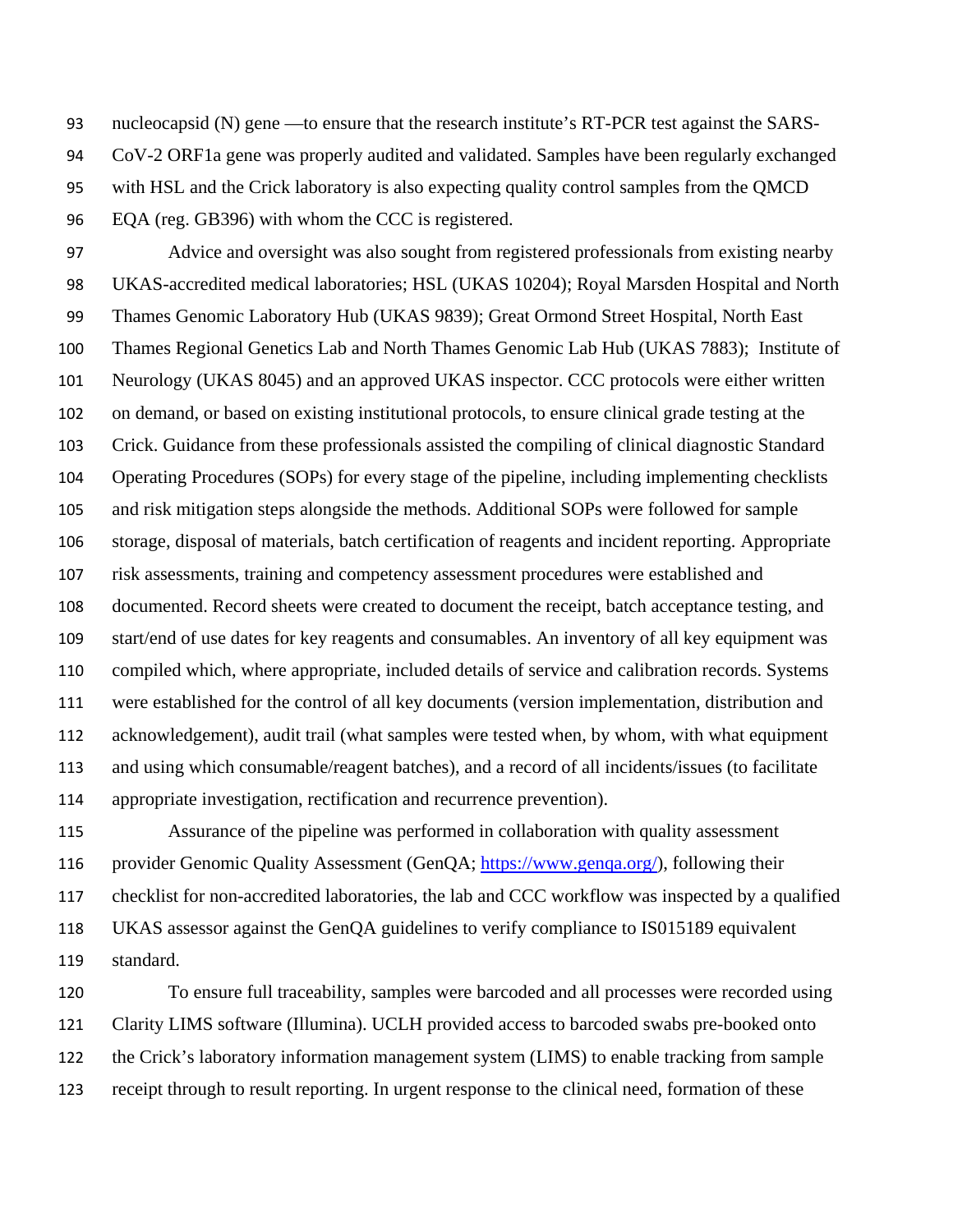nucleocapsid (N) gene —to ensure that the research institute's RT-PCR test against the SARS-CoV-2 ORF1a gene was properly audited and validated. Samples have been regularly exchanged with HSL and the Crick laboratory is also expecting quality control samples from the QMCD EQA (reg. GB396) with whom the CCC is registered.

Advice and oversight was also sought from registered professionals from existing nearby UKAS-accredited medical laboratories; HSL (UKAS 10204); Royal Marsden Hospital and North Thames Genomic Laboratory Hub (UKAS 9839); Great Ormond Street Hospital, North East Thames Regional Genetics Lab and North Thames Genomic Lab Hub (UKAS 7883); Institute of Neurology (UKAS 8045) and an approved UKAS inspector. CCC protocols were either written on demand, or based on existing institutional protocols, to ensure clinical grade testing at the Crick. Guidance from these professionals assisted the compiling of clinical diagnostic Standard Operating Procedures (SOPs) for every stage of the pipeline, including implementing checklists and risk mitigation steps alongside the methods. Additional SOPs were followed for sample storage, disposal of materials, batch certification of reagents and incident reporting. Appropriate risk assessments, training and competency assessment procedures were established and documented. Record sheets were created to document the receipt, batch acceptance testing, and start/end of use dates for key reagents and consumables. An inventory of all key equipment was compiled which, where appropriate, included details of service and calibration records. Systems were established for the control of all key documents (version implementation, distribution and acknowledgement), audit trail (what samples were tested when, by whom, with what equipment and using which consumable/reagent batches), and a record of all incidents/issues (to facilitate appropriate investigation, rectification and recurrence prevention).

Assurance of the pipeline was performed in collaboration with quality assessment provider Genomic Quality Assessment (GenQA; https://www.genqa.org/), following their checklist for non-accredited laboratories, the lab and CCC workflow was inspected by a qualified UKAS assessor against the GenQA guidelines to verify compliance to IS015189 equivalent standard.

To ensure full traceability, samples were barcoded and all processes were recorded using Clarity LIMS software (Illumina). UCLH provided access to barcoded swabs pre-booked onto the Crick's laboratory information management system (LIMS) to enable tracking from sample receipt through to result reporting. In urgent response to the clinical need, formation of these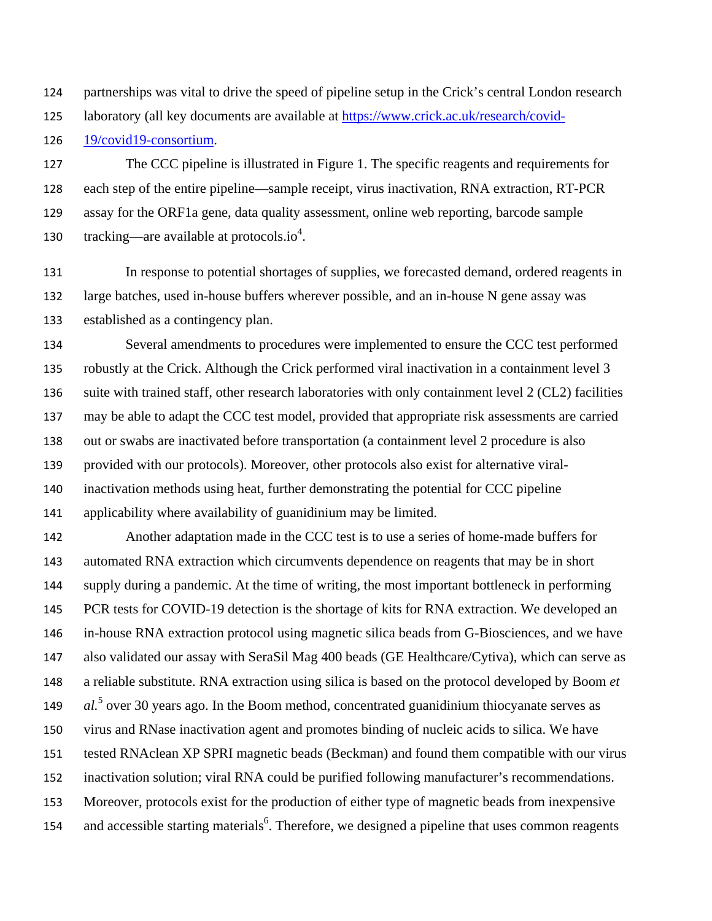partnerships was vital to drive the speed of pipeline setup in the Crick's central London research laboratory (all key documents are available at [https://www.crick.ac.uk/research/covid-19/covid19-consortium](https://www.crick.ac.uk/research/covid-19/covid19-consortium).

The CCC pipeline is illustrated in Figure 1. The specific reagents and requirements for each step of the entire pipeline—sample receipt, virus inactivation, RNA extraction, RT-PCR assay for the ORF1a gene, data quality assessment, online web reporting, barcode sample tracking—are available at protocols.io[4].

In response to potential shortages of supplies, we forecasted demand, ordered reagents in large batches, used in-house buffers wherever possible, and an in-house N gene assay was established as a contingency plan.

Several amendments to procedures were implemented to ensure the CCC test performed robustly at the Crick. Although the Crick performed viral inactivation in a containment level 3 suite with trained staff, other research laboratories with only containment level 2 (CL2) facilities may be able to adapt the CCC test model, provided that appropriate risk assessments are carried out or swabs are inactivated before transportation (a containment level 2 procedure is also provided with our protocols). Moreover, other protocols also exist for alternative viral-inactivation methods using heat, further demonstrating the potential for CCC pipeline applicability where availability of guanidinium may be limited.

Another adaptation made in the CCC test is to use a series of home-made buffers for automated RNA extraction which circumvents dependence on reagents that may be in short supply during a pandemic. At the time of writing, the most important bottleneck in performing PCR tests for COVID-19 detection is the shortage of kits for RNA extraction. We developed an in-house RNA extraction protocol using magnetic silica beads from G-Biosciences, and we have also validated our assay with SeraSil Mag 400 beads (GE Healthcare/Cytiva), which can serve as a reliable substitute. RNA extraction using silica is based on the protocol developed by Boom *et al.*[5] over 30 years ago. In the Boom method, concentrated guanidinium thiocyanate serves as virus and RNase inactivation agent and promotes binding of nucleic acids to silica. We have tested RNAclean XP SPRI magnetic beads (Beckman) and found them compatible with our virus inactivation solution; viral RNA could be purified following manufacturer's recommendations. Moreover, protocols exist for the production of either type of magnetic beads from inexpensive and accessible starting materials[6]. Therefore, we designed a pipeline that uses common reagents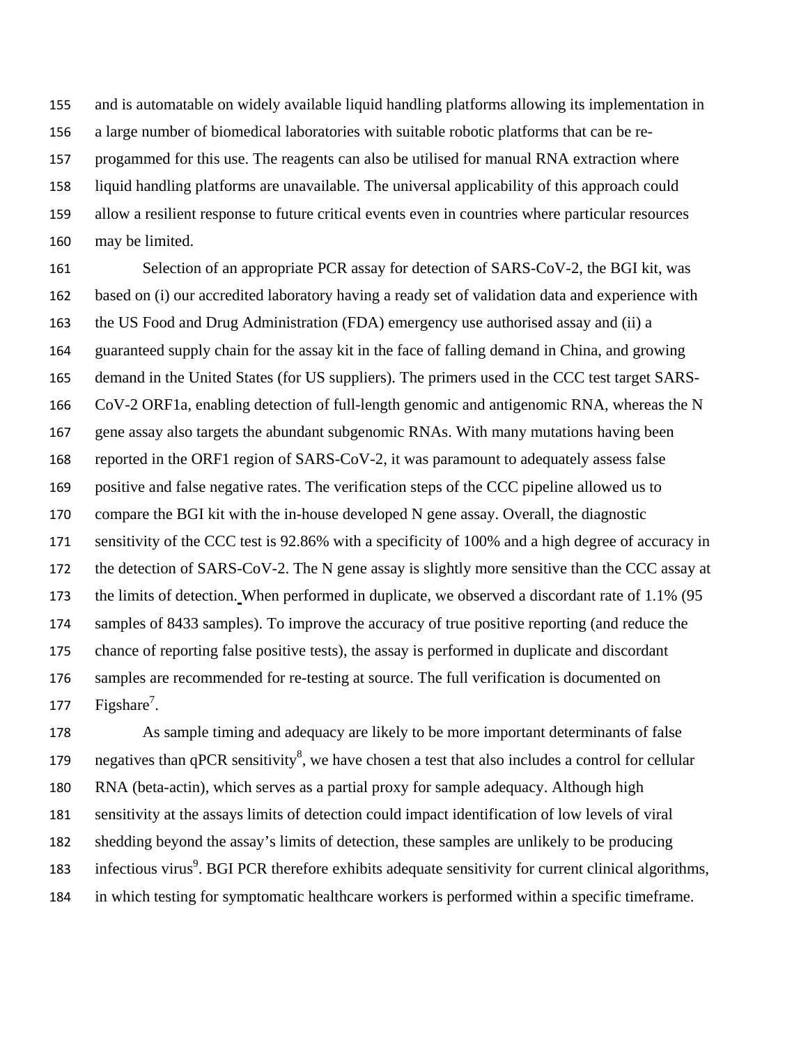and is automatable on widely available liquid handling platforms allowing its implementation in a large number of biomedical laboratories with suitable robotic platforms that can be re-progammed for this use. The reagents can also be utilised for manual RNA extraction where liquid handling platforms are unavailable. The universal applicability of this approach could allow a resilient response to future critical events even in countries where particular resources may be limited.

Selection of an appropriate PCR assay for detection of SARS-CoV-2, the BGI kit, was based on (i) our accredited laboratory having a ready set of validation data and experience with the US Food and Drug Administration (FDA) emergency use authorised assay and (ii) a guaranteed supply chain for the assay kit in the face of falling demand in China, and growing demand in the United States (for US suppliers). The primers used in the CCC test target SARS-CoV-2 ORF1a, enabling detection of full-length genomic and antigenomic RNA, whereas the N gene assay also targets the abundant subgenomic RNAs. With many mutations having been reported in the ORF1 region of SARS-CoV-2, it was paramount to adequately assess false positive and false negative rates. The verification steps of the CCC pipeline allowed us to compare the BGI kit with the in-house developed N gene assay. Overall, the diagnostic sensitivity of the CCC test is 92.86% with a specificity of 100% and a high degree of accuracy in the detection of SARS-CoV-2. The N gene assay is slightly more sensitive than the CCC assay at the limits of detection. When performed in duplicate, we observed a discordant rate of 1.1% (95 samples of 8433 samples). To improve the accuracy of true positive reporting (and reduce the chance of reporting false positive tests), the assay is performed in duplicate and discordant samples are recommended for re-testing at source. The full verification is documented on Figshare[7].

As sample timing and adequacy are likely to be more important determinants of false negatives than qPCR sensitivity[8], we have chosen a test that also includes a control for cellular RNA (beta-actin), which serves as a partial proxy for sample adequacy. Although high sensitivity at the assays limits of detection could impact identification of low levels of viral shedding beyond the assay's limits of detection, these samples are unlikely to be producing infectious virus[9]. BGI PCR therefore exhibits adequate sensitivity for current clinical algorithms, in which testing for symptomatic healthcare workers is performed within a specific timeframe.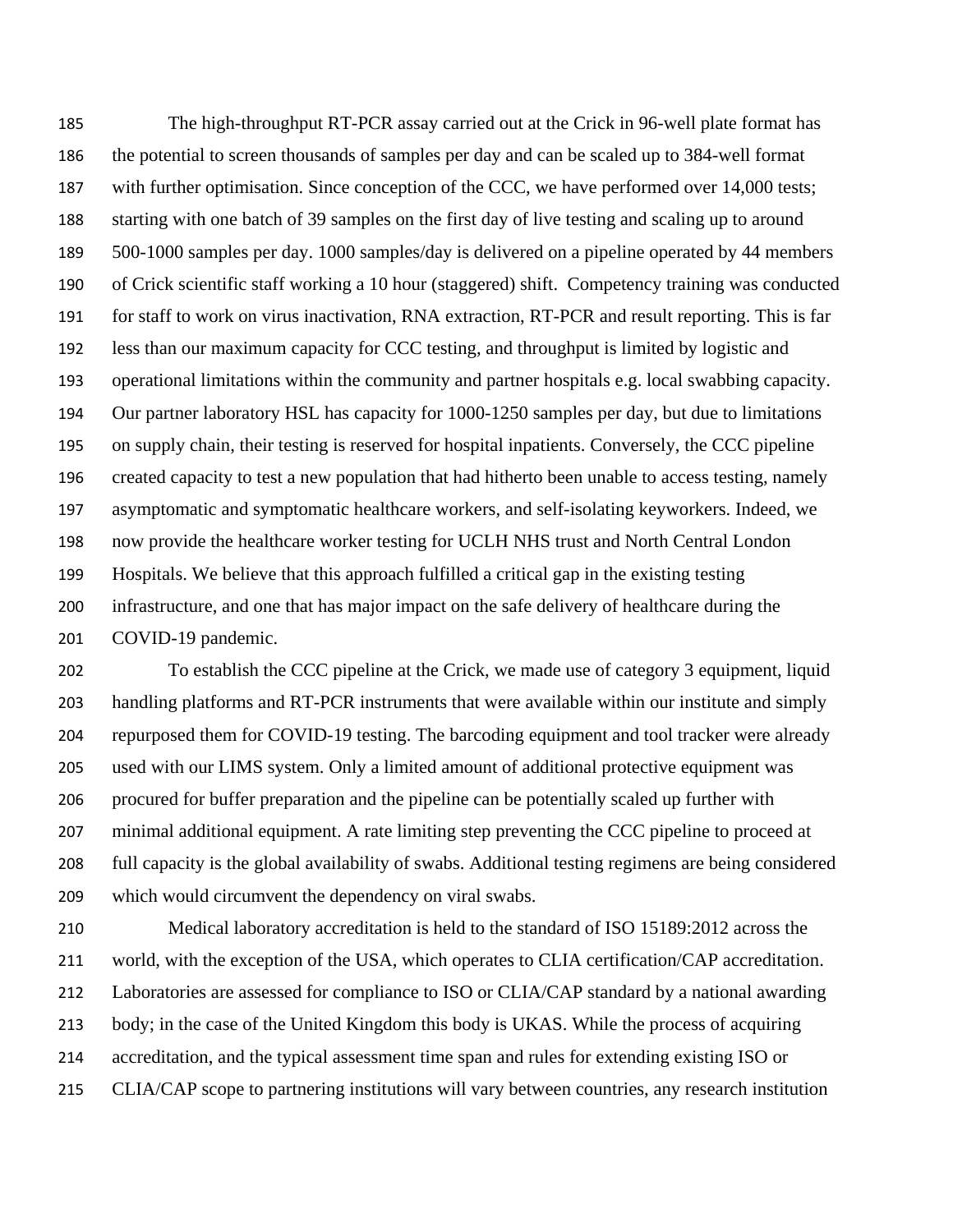The high-throughput RT-PCR assay carried out at the Crick in 96-well plate format has the potential to screen thousands of samples per day and can be scaled up to 384-well format with further optimisation. Since conception of the CCC, we have performed over 14,000 tests; starting with one batch of 39 samples on the first day of live testing and scaling up to around 500-1000 samples per day. 1000 samples/day is delivered on a pipeline operated by 44 members of Crick scientific staff working a 10 hour (staggered) shift. Competency training was conducted for staff to work on virus inactivation, RNA extraction, RT-PCR and result reporting. This is far less than our maximum capacity for CCC testing, and throughput is limited by logistic and operational limitations within the community and partner hospitals e.g. local swabbing capacity. Our partner laboratory HSL has capacity for 1000-1250 samples per day, but due to limitations on supply chain, their testing is reserved for hospital inpatients. Conversely, the CCC pipeline created capacity to test a new population that had hitherto been unable to access testing, namely asymptomatic and symptomatic healthcare workers, and self-isolating keyworkers. Indeed, we now provide the healthcare worker testing for UCLH NHS trust and North Central London Hospitals. We believe that this approach fulfilled a critical gap in the existing testing infrastructure, and one that has major impact on the safe delivery of healthcare during the COVID-19 pandemic.

To establish the CCC pipeline at the Crick, we made use of category 3 equipment, liquid handling platforms and RT-PCR instruments that were available within our institute and simply repurposed them for COVID-19 testing. The barcoding equipment and tool tracker were already used with our LIMS system. Only a limited amount of additional protective equipment was procured for buffer preparation and the pipeline can be potentially scaled up further with minimal additional equipment. A rate limiting step preventing the CCC pipeline to proceed at full capacity is the global availability of swabs. Additional testing regimens are being considered which would circumvent the dependency on viral swabs.

Medical laboratory accreditation is held to the standard of ISO 15189:2012 across the world, with the exception of the USA, which operates to CLIA certification/CAP accreditation. Laboratories are assessed for compliance to ISO or CLIA/CAP standard by a national awarding body; in the case of the United Kingdom this body is UKAS. While the process of acquiring accreditation, and the typical assessment time span and rules for extending existing ISO or CLIA/CAP scope to partnering institutions will vary between countries, any research institution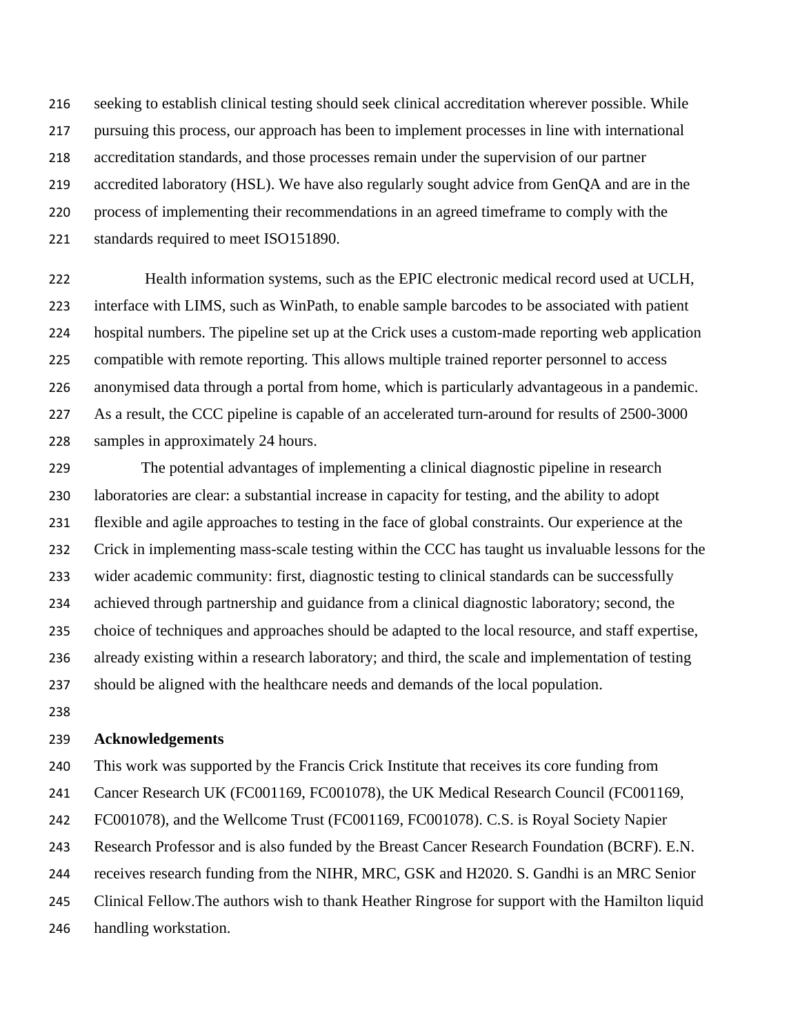seeking to establish clinical testing should seek clinical accreditation wherever possible. While pursuing this process, our approach has been to implement processes in line with international accreditation standards, and those processes remain under the supervision of our partner accredited laboratory (HSL). We have also regularly sought advice from GenQA and are in the process of implementing their recommendations in an agreed timeframe to comply with the standards required to meet ISO151890.

Health information systems, such as the EPIC electronic medical record used at UCLH, interface with LIMS, such as WinPath, to enable sample barcodes to be associated with patient hospital numbers. The pipeline set up at the Crick uses a custom-made reporting web application compatible with remote reporting. This allows multiple trained reporter personnel to access anonymised data through a portal from home, which is particularly advantageous in a pandemic. As a result, the CCC pipeline is capable of an accelerated turn-around for results of 2500-3000 samples in approximately 24 hours.

The potential advantages of implementing a clinical diagnostic pipeline in research laboratories are clear: a substantial increase in capacity for testing, and the ability to adopt flexible and agile approaches to testing in the face of global constraints. Our experience at the Crick in implementing mass-scale testing within the CCC has taught us invaluable lessons for the wider academic community: first, diagnostic testing to clinical standards can be successfully achieved through partnership and guidance from a clinical diagnostic laboratory; second, the choice of techniques and approaches should be adapted to the local resource, and staff expertise, already existing within a research laboratory; and third, the scale and implementation of testing should be aligned with the healthcare needs and demands of the local population.

**Acknowledgements**

This work was supported by the Francis Crick Institute that receives its core funding from Cancer Research UK (FC001169, FC001078), the UK Medical Research Council (FC001169, FC001078), and the Wellcome Trust (FC001169, FC001078). C.S. is Royal Society Napier Research Professor and is also funded by the Breast Cancer Research Foundation (BCRF). E.N. receives research funding from the NIHR, MRC, GSK and H2020. S. Gandhi is an MRC Senior Clinical Fellow.The authors wish to thank Heather Ringrose for support with the Hamilton liquid handling workstation.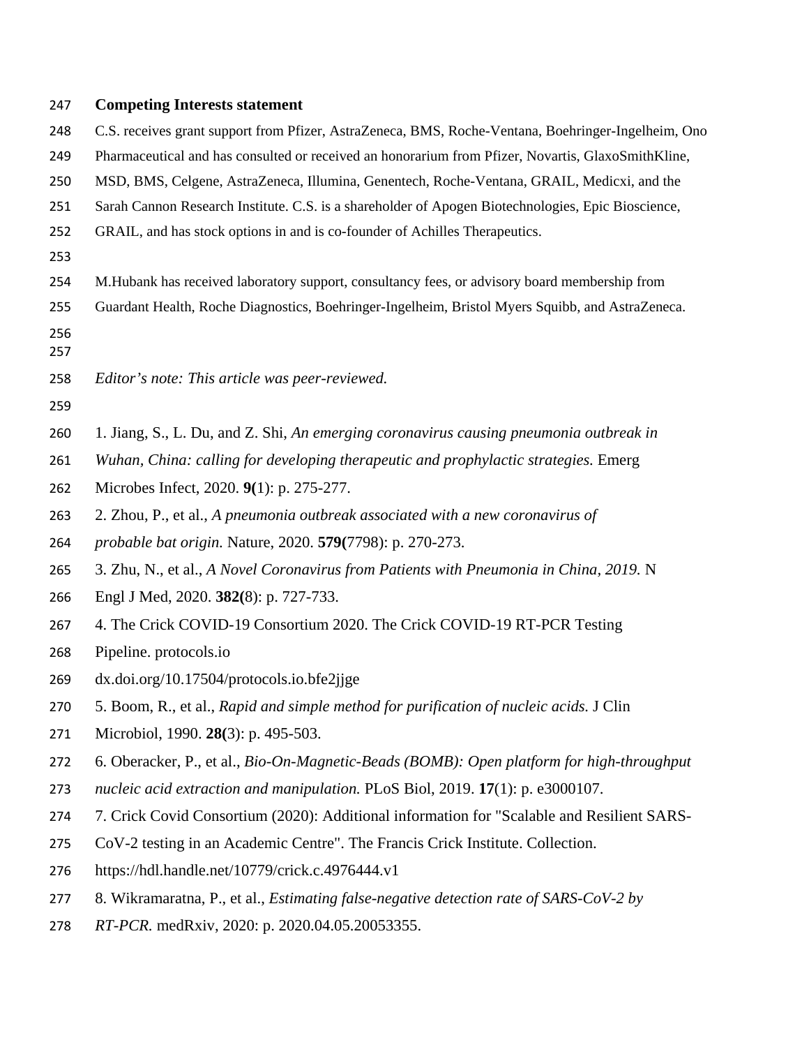## Competing Interests statement

C.S. receives grant support from Pfizer, AstraZeneca, BMS, Roche-Ventana, Boehringer-Ingelheim, Ono Pharmaceutical and has consulted or received an honorarium from Pfizer, Novartis, GlaxoSmithKline, MSD, BMS, Celgene, AstraZeneca, Illumina, Genentech, Roche-Ventana, GRAIL, Medicxi, and the Sarah Cannon Research Institute. C.S. is a shareholder of Apogen Biotechnologies, Epic Bioscience, GRAIL, and has stock options in and is co-founder of Achilles Therapeutics.

M.Hubank has received laboratory support, consultancy fees, or advisory board membership from Guardant Health, Roche Diagnostics, Boehringer-Ingelheim, Bristol Myers Squibb, and AstraZeneca.

*Editor's note: This article was peer-reviewed.*

1. Jiang, S., L. Du, and Z. Shi, *An emerging coronavirus causing pneumonia outbreak in Wuhan, China: calling for developing therapeutic and prophylactic strategies.* Emerg Microbes Infect, 2020. **9(**1): p. 275-277.
2. Zhou, P., et al., *A pneumonia outbreak associated with a new coronavirus of probable bat origin.* Nature, 2020. **579(**7798): p. 270-273.
3. Zhu, N., et al., *A Novel Coronavirus from Patients with Pneumonia in China, 2019.* N Engl J Med, 2020. **382(**8): p. 727-733.
4. The Crick COVID-19 Consortium 2020. The Crick COVID-19 RT-PCR Testing Pipeline. protocols.io dx.doi.org/10.17504/protocols.io.bfe2jjge
5. Boom, R., et al., *Rapid and simple method for purification of nucleic acids.* J Clin Microbiol, 1990. **28(**3): p. 495-503.
6. Oberacker, P., et al., *Bio-On-Magnetic-Beads (BOMB): Open platform for high-throughput nucleic acid extraction and manipulation.* PLoS Biol, 2019. **17**(1): p. e3000107.
7. Crick Covid Consortium (2020): Additional information for "Scalable and Resilient SARS-CoV-2 testing in an Academic Centre". The Francis Crick Institute. Collection. https://hdl.handle.net/10779/crick.c.4976444.v1
8. Wikramaratna, P., et al., *Estimating false-negative detection rate of SARS-CoV-2 by RT-PCR.* medRxiv, 2020: p. 2020.04.05.20053355.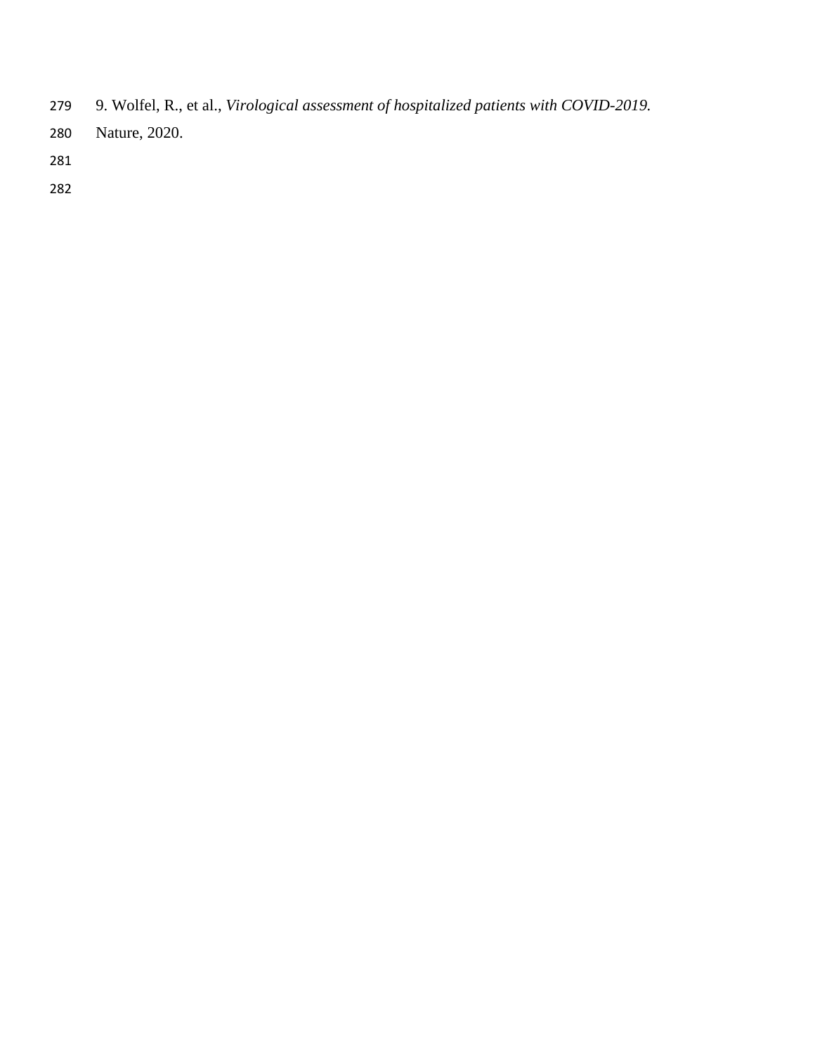9. Wolfel, R., et al., *Virological assessment of hospitalized patients with COVID-2019.* Nature, 2020.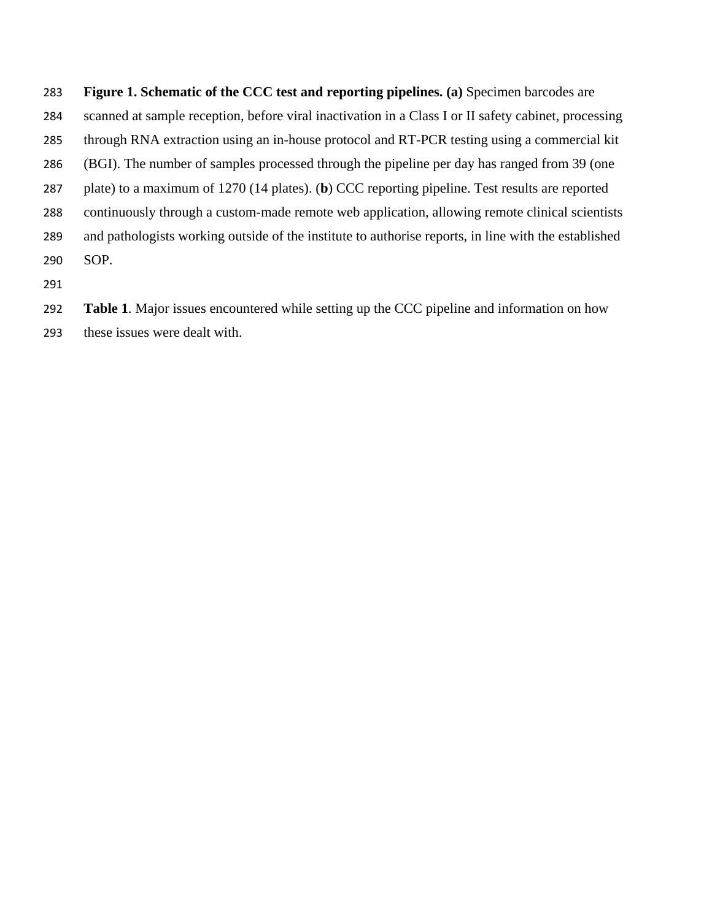**Figure 1. Schematic of the CCC test and reporting pipelines. (a)** Specimen barcodes are scanned at sample reception, before viral inactivation in a Class I or II safety cabinet, processing through RNA extraction using an in-house protocol and RT-PCR testing using a commercial kit (BGI). The number of samples processed through the pipeline per day has ranged from 39 (one plate) to a maximum of 1270 (14 plates). (**b**) CCC reporting pipeline. Test results are reported continuously through a custom-made remote web application, allowing remote clinical scientists and pathologists working outside of the institute to authorise reports, in line with the established SOP.

**Table 1**. Major issues encountered while setting up the CCC pipeline and information on how these issues were dealt with.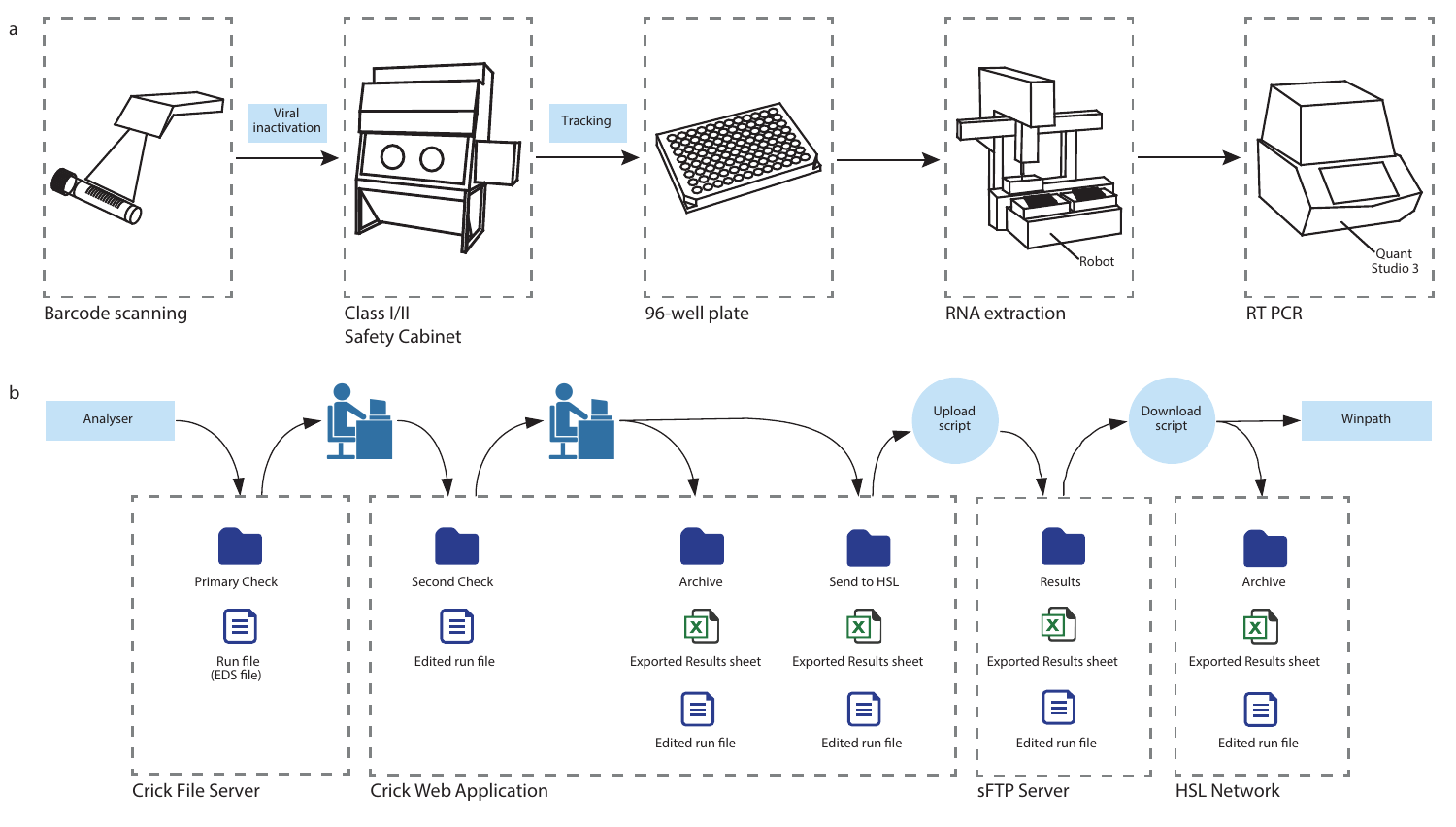a

Barcode scanning

Viral inactivation

Class I/II
Safety Cabinet

Tracking

96-well plate

RNA extraction

Robot

RT PCR

Quant
Studio 3

b

Analyser

Crick File Server

Primary Check

Run file
(EDS file)

Crick Web Application

Second Check

Edited run file

Archive

Exported Results sheet

Edited run file

Send to HSL

Exported Results sheet

Edited run file

Upload
script

sFTP Server

Results

Exported Results sheet

Edited run file

Download
script

Winpath

HSL Network

Archive

Exported Results sheet

Edited run file